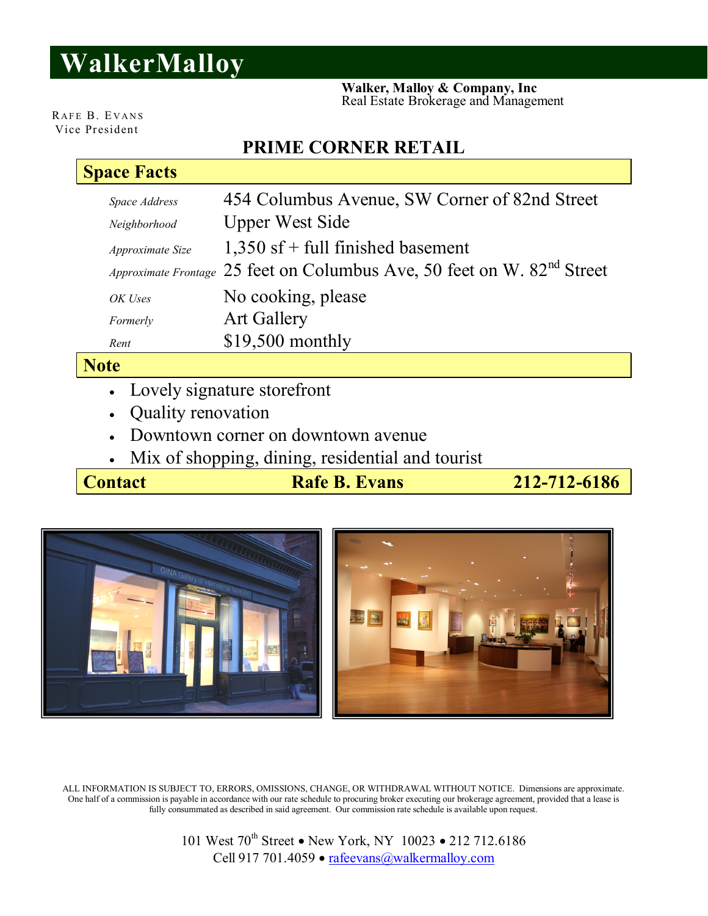# WalkerMalloy

**Walker, Malloy & Company, Inc**
Real Estate Brokerage and Management

RAFE B. EVANS
Vice President

## PRIME CORNER RETAIL

### Space Facts

| | |
|---|---|
| *Space Address* | 454 Columbus Avenue, SW Corner of 82nd Street |
| *Neighborhood* | Upper West Side |
| *Approximate Size* | 1,350 sf + full finished basement |
| *Approximate Frontage* | 25 feet on Columbus Ave, 50 feet on W. 82nd Street |
| *OK Uses* | No cooking, please |
| *Formerly* | Art Gallery |
| *Rent* | $19,500 monthly |

### Note

- Lovely signature storefront
- Quality renovation
- Downtown corner on downtown avenue
- Mix of shopping, dining, residential and tourist

### Contact — Rafe B. Evans — 212-712-6186

ALL INFORMATION IS SUBJECT TO, ERRORS, OMISSIONS, CHANGE, OR WITHDRAWAL WITHOUT NOTICE. Dimensions are approximate. One half of a commission is payable in accordance with our rate schedule to procuring broker executing our brokerage agreement, provided that a lease is fully consummated as described in said agreement. Our commission rate schedule is available upon request.

101 West 70th Street • New York, NY 10023 • 212 712.6186
Cell 917 701.4059 • rafeevans@walkermalloy.com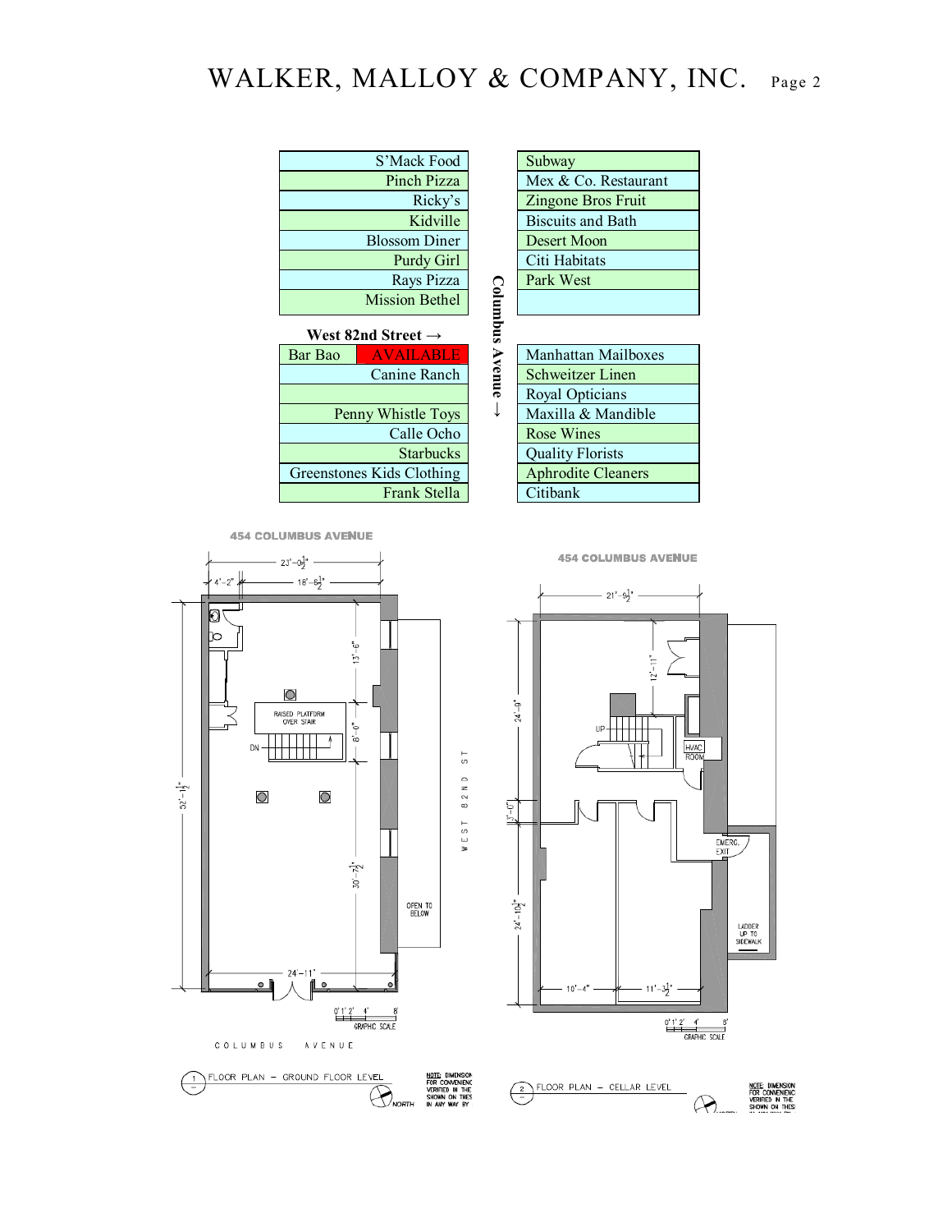WALKER, MALLOY & COMPANY, INC.

| | |
|---|---|
| S'Mack Food | Subway |
| Pinch Pizza | Mex & Co. Restaurant |
| Ricky's | Zingone Bros Fruit |
| Kidville | Biscuits and Bath |
| Blossom Diner | Desert Moon |
| Purdy Girl | Citi Habitats |
| Rays Pizza | Park West |
| Mission Bethel | |

West 82nd Street →

Columbus Avenue →

| | |
|---|---|
| Bar Bao / AVAILABLE | Manhattan Mailboxes |
| Canine Ranch | Schweitzer Linen |
| | Royal Opticians |
| Penny Whistle Toys | Maxilla & Mandible |
| Calle Ocho | Rose Wines |
| Starbucks | Quality Florists |
| Greenstones Kids Clothing | Aphrodite Cleaners |
| Frank Stella | Citibank |

454 COLUMBUS AVENUE

23'-9½"
4'-2"
18'-6½"
13'-6"
RAISED PLATFORM OVER STAIR
DN
8'-0"
52'-1½"
30'-7½"
OPEN TO BELOW
WEST 82ND ST
24'-11"
0' 1' 2' 4' 8'
GRAPHIC SCALE
COLUMBUS AVENUE

1 FLOOR PLAN – GROUND FLOOR LEVEL

NORTH

NOTE: DIMENSION FOR CONVENIENCE VERIFIED IN THE SHOWN ON THESE IN ANY WAY BY

454 COLUMBUS AVENUE

21'-9½"
12'-11"
24'-9"
UP
HVAC ROOM
3'-0"
EMERG. EXIT
24'-10½"
LADDER UP TO SIDEWALK
10'-4"
11'-3½"
0' 1' 2' 4' 8'
GRAPHIC SCALE

2 FLOOR PLAN – CELLAR LEVEL

NOTE: DIMENSION FOR CONVENIENCE VERIFIED IN THE SHOWN ON THESE